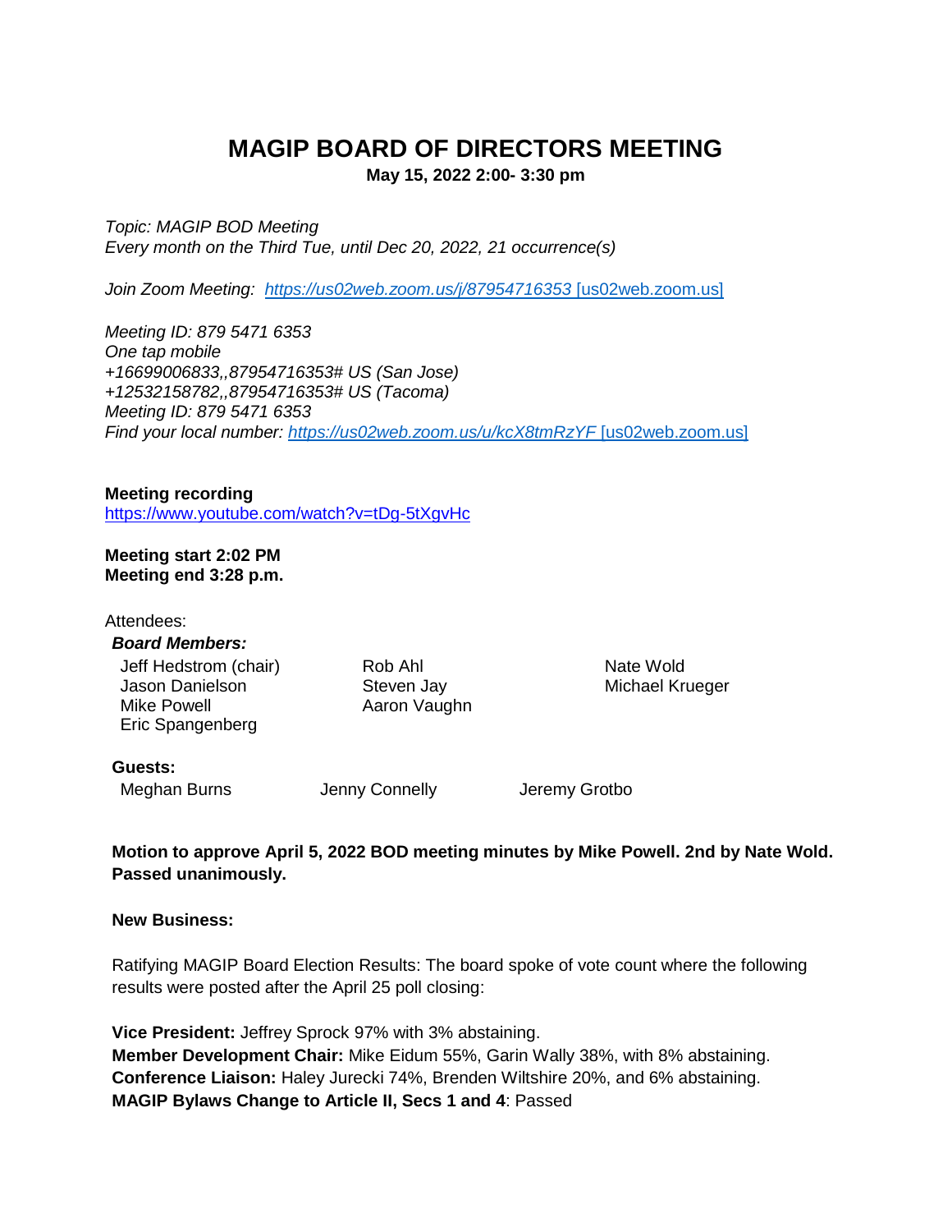# MAGIP BOARD OF DIRECTORS MEETING

**May 15, 2022 2:00- 3:30 pm**

*Topic: MAGIP BOD Meeting*
*Every month on the Third Tue, until Dec 20, 2022, 21 occurrence(s)*

*Join Zoom Meeting: [https://us02web.zoom.us/j/87954716353 [us02web.zoom.us]](https://us02web.zoom.us/j/87954716353)*

*Meeting ID: 879 5471 6353*
*One tap mobile*
*+16699006833,,87954716353# US (San Jose)*
*+12532158782,,87954716353# US (Tacoma)*
*Meeting ID: 879 5471 6353*
*Find your local number: [https://us02web.zoom.us/u/kcX8tmRzYF [us02web.zoom.us]](https://us02web.zoom.us/u/kcX8tmRzYF)*

**Meeting recording**
[https://www.youtube.com/watch?v=tDg-5tXgvHc](https://www.youtube.com/watch?v=tDg-5tXgvHc)

**Meeting start 2:02 PM**
**Meeting end 3:28 p.m.**

Attendees:

***Board Members:***

- Jeff Hedstrom (chair)
- Jason Danielson
- Mike Powell
- Eric Spangenberg
- Rob Ahl
- Steven Jay
- Aaron Vaughn
- Nate Wold
- Michael Krueger

**Guests:**

- Meghan Burns
- Jenny Connelly
- Jeremy Grotbo

**Motion to approve April 5, 2022 BOD meeting minutes by Mike Powell. 2nd by Nate Wold. Passed unanimously.**

**New Business:**

Ratifying MAGIP Board Election Results: The board spoke of vote count where the following results were posted after the April 25 poll closing:

**Vice President:** Jeffrey Sprock 97% with 3% abstaining.
**Member Development Chair:** Mike Eidum 55%, Garin Wally 38%, with 8% abstaining.
**Conference Liaison:** Haley Jurecki 74%, Brenden Wiltshire 20%, and 6% abstaining.
**MAGIP Bylaws Change to Article II, Secs 1 and 4**: Passed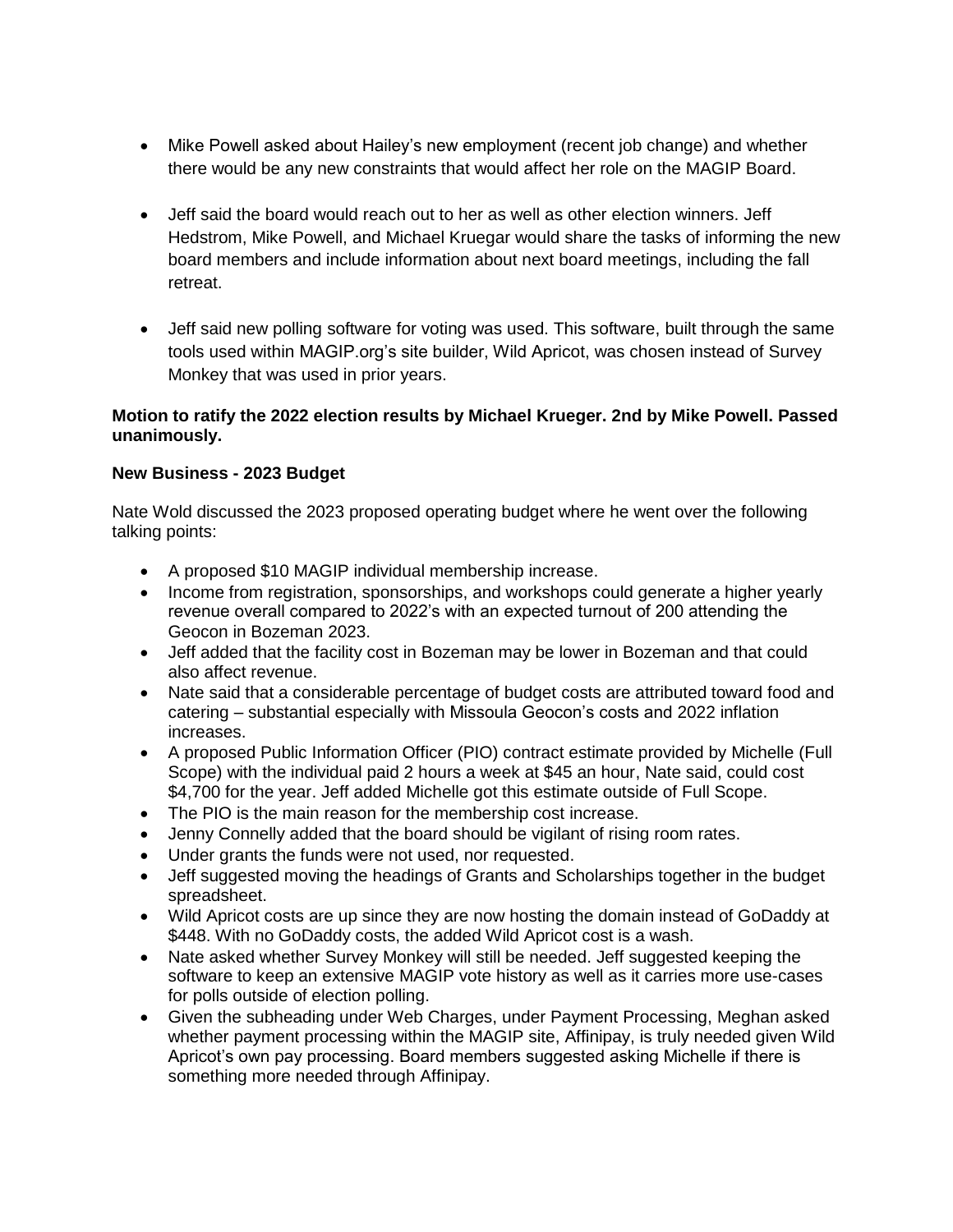- Mike Powell asked about Hailey's new employment (recent job change) and whether there would be any new constraints that would affect her role on the MAGIP Board.

- Jeff said the board would reach out to her as well as other election winners. Jeff Hedstrom, Mike Powell, and Michael Kruegar would share the tasks of informing the new board members and include information about next board meetings, including the fall retreat.

- Jeff said new polling software for voting was used. This software, built through the same tools used within MAGIP.org's site builder, Wild Apricot, was chosen instead of Survey Monkey that was used in prior years.

**Motion to ratify the 2022 election results by Michael Krueger. 2nd by Mike Powell. Passed unanimously.**

**New Business - 2023 Budget**

Nate Wold discussed the 2023 proposed operating budget where he went over the following talking points:

- A proposed $10 MAGIP individual membership increase.
- Income from registration, sponsorships, and workshops could generate a higher yearly revenue overall compared to 2022's with an expected turnout of 200 attending the Geocon in Bozeman 2023.
- Jeff added that the facility cost in Bozeman may be lower in Bozeman and that could also affect revenue.
- Nate said that a considerable percentage of budget costs are attributed toward food and catering – substantial especially with Missoula Geocon's costs and 2022 inflation increases.
- A proposed Public Information Officer (PIO) contract estimate provided by Michelle (Full Scope) with the individual paid 2 hours a week at $45 an hour, Nate said, could cost $4,700 for the year. Jeff added Michelle got this estimate outside of Full Scope.
- The PIO is the main reason for the membership cost increase.
- Jenny Connelly added that the board should be vigilant of rising room rates.
- Under grants the funds were not used, nor requested.
- Jeff suggested moving the headings of Grants and Scholarships together in the budget spreadsheet.
- Wild Apricot costs are up since they are now hosting the domain instead of GoDaddy at $448. With no GoDaddy costs, the added Wild Apricot cost is a wash.
- Nate asked whether Survey Monkey will still be needed. Jeff suggested keeping the software to keep an extensive MAGIP vote history as well as it carries more use-cases for polls outside of election polling.
- Given the subheading under Web Charges, under Payment Processing, Meghan asked whether payment processing within the MAGIP site, Affinipay, is truly needed given Wild Apricot's own pay processing. Board members suggested asking Michelle if there is something more needed through Affinipay.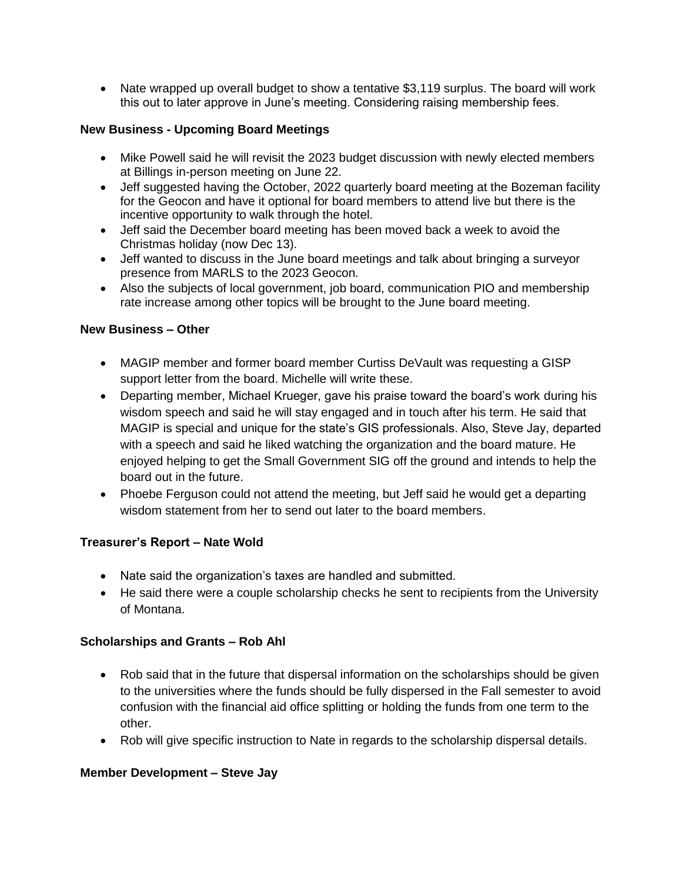- Nate wrapped up overall budget to show a tentative $3,119 surplus. The board will work this out to later approve in June's meeting. Considering raising membership fees.

**New Business - Upcoming Board Meetings**

- Mike Powell said he will revisit the 2023 budget discussion with newly elected members at Billings in-person meeting on June 22.
- Jeff suggested having the October, 2022 quarterly board meeting at the Bozeman facility for the Geocon and have it optional for board members to attend live but there is the incentive opportunity to walk through the hotel.
- Jeff said the December board meeting has been moved back a week to avoid the Christmas holiday (now Dec 13).
- Jeff wanted to discuss in the June board meetings and talk about bringing a surveyor presence from MARLS to the 2023 Geocon.
- Also the subjects of local government, job board, communication PIO and membership rate increase among other topics will be brought to the June board meeting.

**New Business – Other**

- MAGIP member and former board member Curtiss DeVault was requesting a GISP support letter from the board. Michelle will write these.
- Departing member, Michael Krueger, gave his praise toward the board's work during his wisdom speech and said he will stay engaged and in touch after his term. He said that MAGIP is special and unique for the state's GIS professionals. Also, Steve Jay, departed with a speech and said he liked watching the organization and the board mature. He enjoyed helping to get the Small Government SIG off the ground and intends to help the board out in the future.
- Phoebe Ferguson could not attend the meeting, but Jeff said he would get a departing wisdom statement from her to send out later to the board members.

**Treasurer's Report – Nate Wold**

- Nate said the organization's taxes are handled and submitted.
- He said there were a couple scholarship checks he sent to recipients from the University of Montana.

**Scholarships and Grants – Rob Ahl**

- Rob said that in the future that dispersal information on the scholarships should be given to the universities where the funds should be fully dispersed in the Fall semester to avoid confusion with the financial aid office splitting or holding the funds from one term to the other.
- Rob will give specific instruction to Nate in regards to the scholarship dispersal details.

**Member Development – Steve Jay**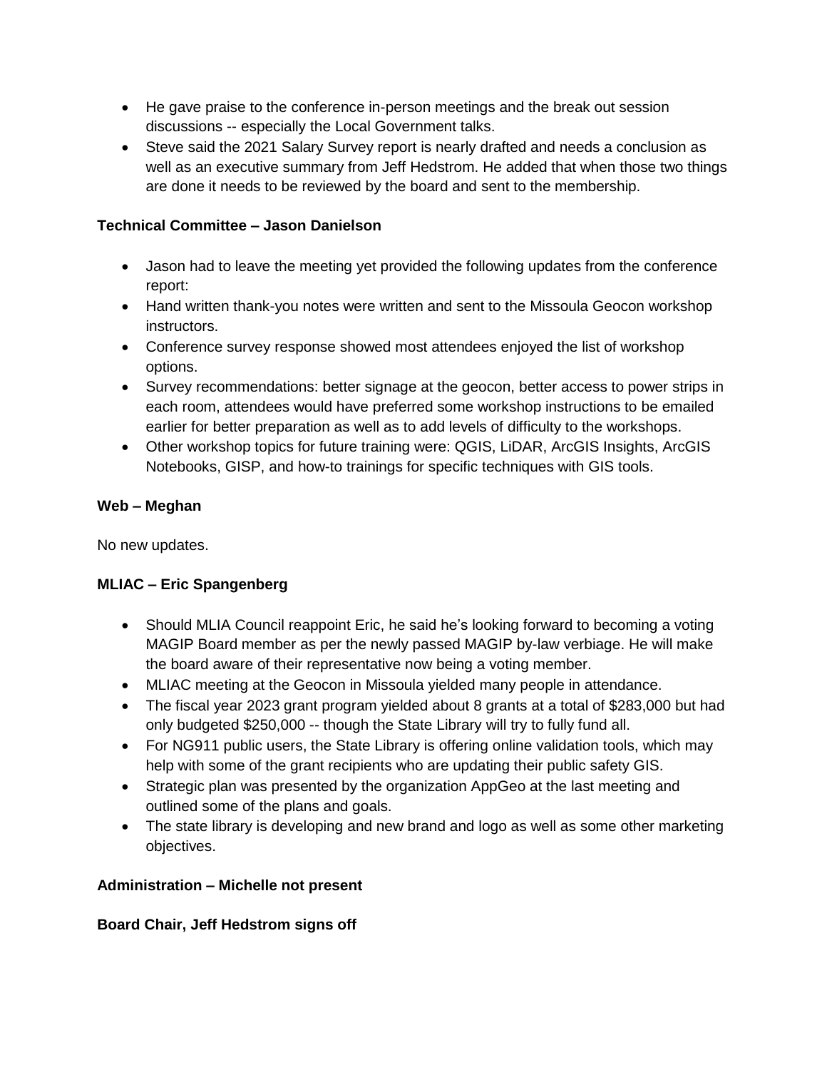- He gave praise to the conference in-person meetings and the break out session discussions -- especially the Local Government talks.
- Steve said the 2021 Salary Survey report is nearly drafted and needs a conclusion as well as an executive summary from Jeff Hedstrom. He added that when those two things are done it needs to be reviewed by the board and sent to the membership.

**Technical Committee – Jason Danielson**

- Jason had to leave the meeting yet provided the following updates from the conference report:
- Hand written thank-you notes were written and sent to the Missoula Geocon workshop instructors.
- Conference survey response showed most attendees enjoyed the list of workshop options.
- Survey recommendations: better signage at the geocon, better access to power strips in each room, attendees would have preferred some workshop instructions to be emailed earlier for better preparation as well as to add levels of difficulty to the workshops.
- Other workshop topics for future training were: QGIS, LiDAR, ArcGIS Insights, ArcGIS Notebooks, GISP, and how-to trainings for specific techniques with GIS tools.

**Web – Meghan**

No new updates.

**MLIAC – Eric Spangenberg**

- Should MLIA Council reappoint Eric, he said he's looking forward to becoming a voting MAGIP Board member as per the newly passed MAGIP by-law verbiage. He will make the board aware of their representative now being a voting member.
- MLIAC meeting at the Geocon in Missoula yielded many people in attendance.
- The fiscal year 2023 grant program yielded about 8 grants at a total of $283,000 but had only budgeted $250,000 -- though the State Library will try to fully fund all.
- For NG911 public users, the State Library is offering online validation tools, which may help with some of the grant recipients who are updating their public safety GIS.
- Strategic plan was presented by the organization AppGeo at the last meeting and outlined some of the plans and goals.
- The state library is developing and new brand and logo as well as some other marketing objectives.

**Administration – Michelle not present**

**Board Chair, Jeff Hedstrom signs off**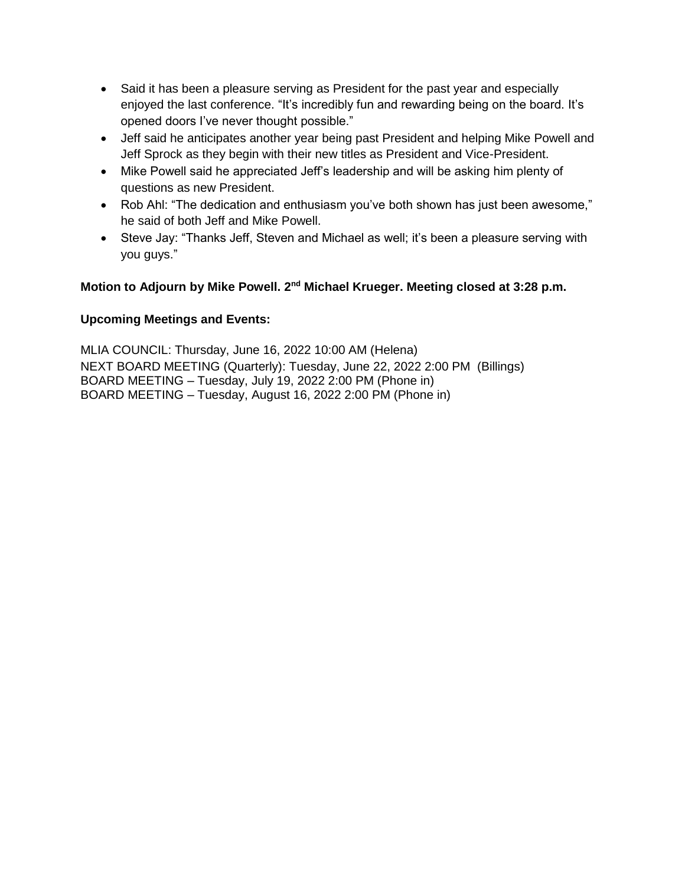- Said it has been a pleasure serving as President for the past year and especially enjoyed the last conference. "It's incredibly fun and rewarding being on the board. It's opened doors I've never thought possible."
- Jeff said he anticipates another year being past President and helping Mike Powell and Jeff Sprock as they begin with their new titles as President and Vice-President.
- Mike Powell said he appreciated Jeff's leadership and will be asking him plenty of questions as new President.
- Rob Ahl: "The dedication and enthusiasm you've both shown has just been awesome," he said of both Jeff and Mike Powell.
- Steve Jay: "Thanks Jeff, Steven and Michael as well; it's been a pleasure serving with you guys."

**Motion to Adjourn by Mike Powell. 2nd Michael Krueger. Meeting closed at 3:28 p.m.**

**Upcoming Meetings and Events:**

MLIA COUNCIL: Thursday, June 16, 2022 10:00 AM (Helena)
NEXT BOARD MEETING (Quarterly): Tuesday, June 22, 2022 2:00 PM (Billings)
BOARD MEETING – Tuesday, July 19, 2022 2:00 PM (Phone in)
BOARD MEETING – Tuesday, August 16, 2022 2:00 PM (Phone in)